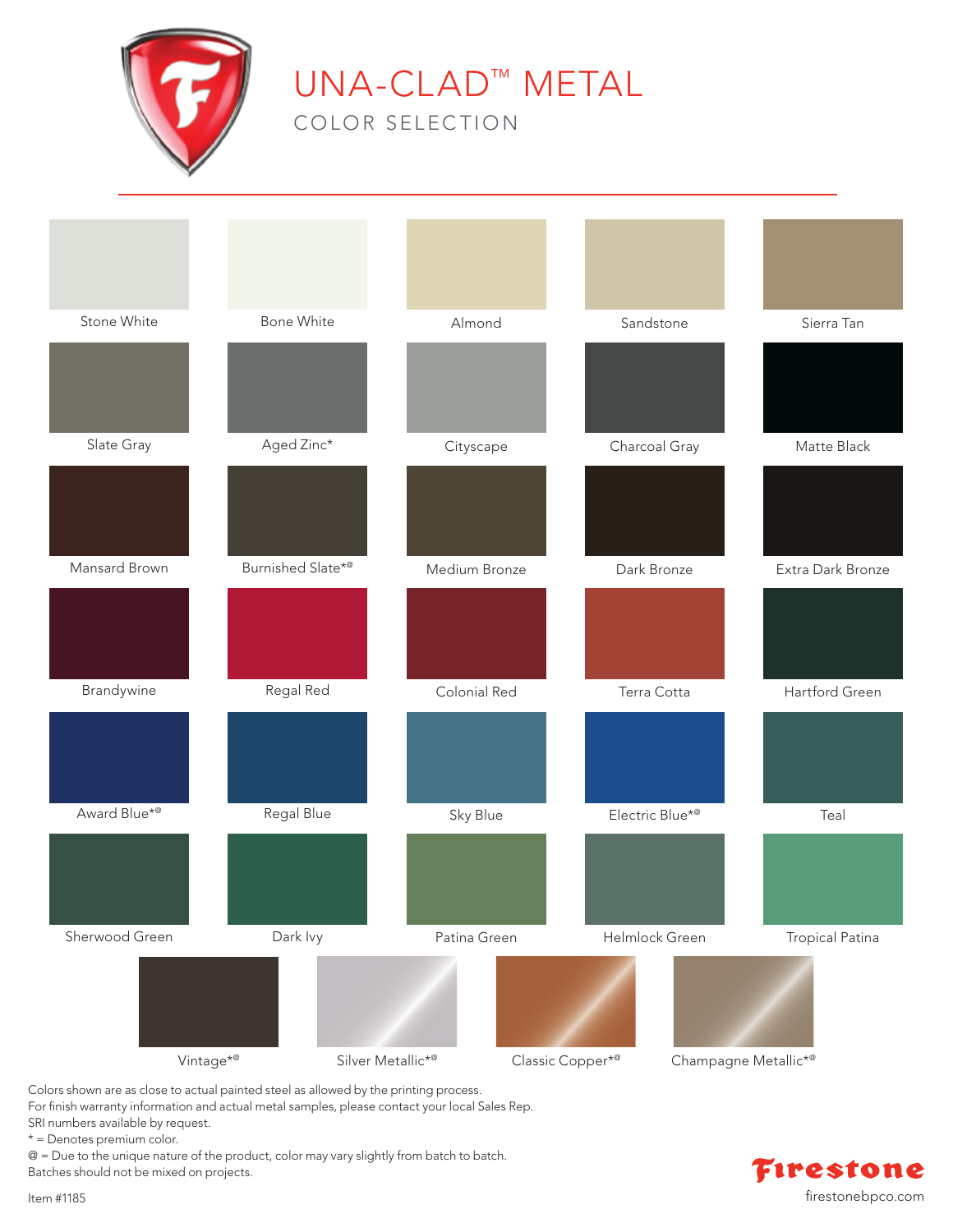# UNA-CLAD™ METAL

## COLOR SELECTION

| | | | | |
|---|---|---|---|---|
| Stone White | Bone White | Almond | Sandstone | Sierra Tan |
| Slate Gray | Aged Zinc* | Cityscape | Charcoal Gray | Matte Black |
| Mansard Brown | Burnished Slate*@ | Medium Bronze | Dark Bronze | Extra Dark Bronze |
| Brandywine | Regal Red | Colonial Red | Terra Cotta | Hartford Green |
| Award Blue*@ | Regal Blue | Sky Blue | Electric Blue*@ | Teal |
| Sherwood Green | Dark Ivy | Patina Green | Helmlock Green | Tropical Patina |
| Vintage*@ | Silver Metallic*@ | Classic Copper*@ | Champagne Metallic*@ | |

Colors shown are as close to actual painted steel as allowed by the printing process.
For finish warranty information and actual metal samples, please contact your local Sales Rep.
SRI numbers available by request.
* = Denotes premium color.
@ = Due to the unique nature of the product, color may vary slightly from batch to batch.
Batches should not be mixed on projects.

Item #1185

Firestone
firestonebpco.com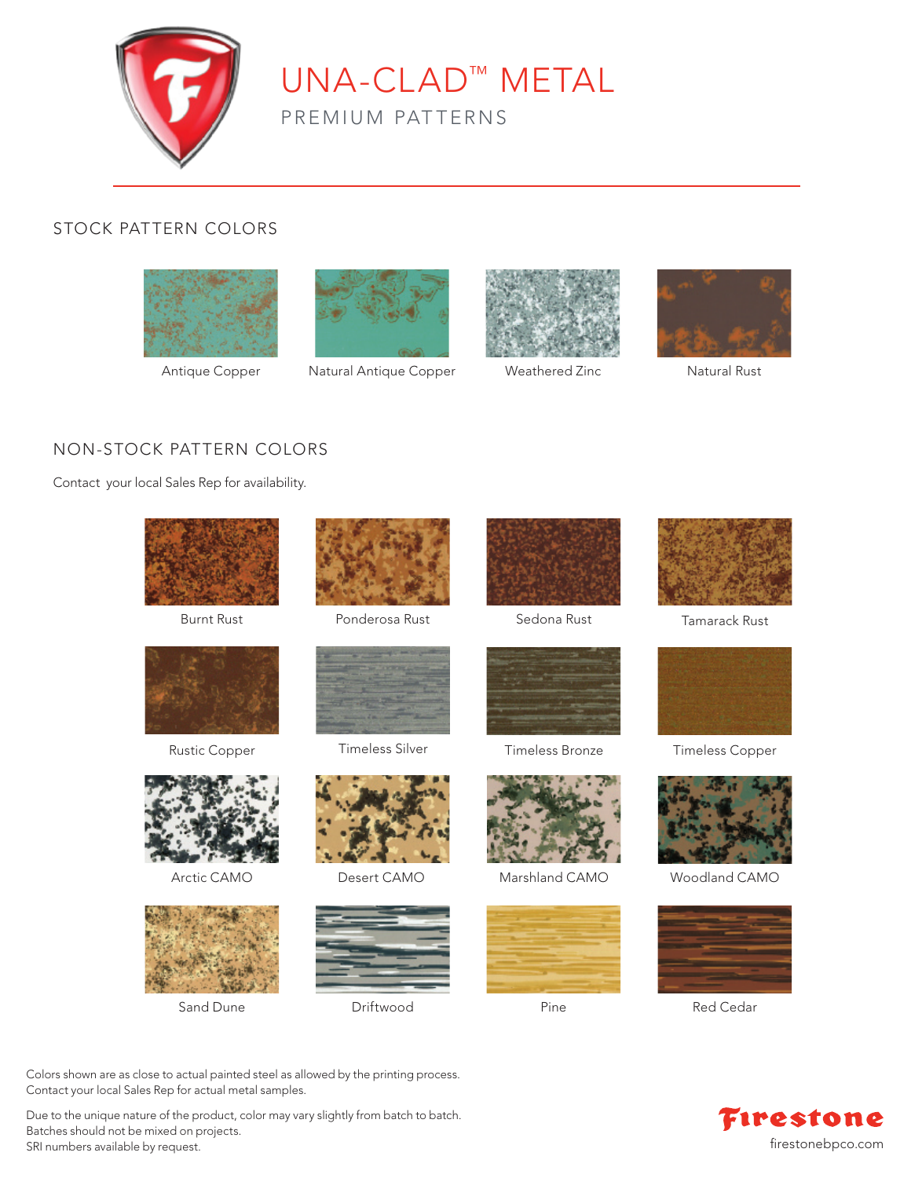# UNA-CLAD™ METAL

PREMIUM PATTERNS

## STOCK PATTERN COLORS

Antique Copper

Natural Antique Copper

Weathered Zinc

Natural Rust

## NON-STOCK PATTERN COLORS

Contact your local Sales Rep for availability.

Burnt Rust

Ponderosa Rust

Sedona Rust

Tamarack Rust

Rustic Copper

Timeless Silver

Timeless Bronze

Timeless Copper

Arctic CAMO

Desert CAMO

Marshland CAMO

Woodland CAMO

Sand Dune

Driftwood

Pine

Red Cedar

Colors shown are as close to actual painted steel as allowed by the printing process.
Contact your local Sales Rep for actual metal samples.

Due to the unique nature of the product, color may vary slightly from batch to batch.
Batches should not be mixed on projects.
SRI numbers available by request.

Firestone

firestonebpco.com